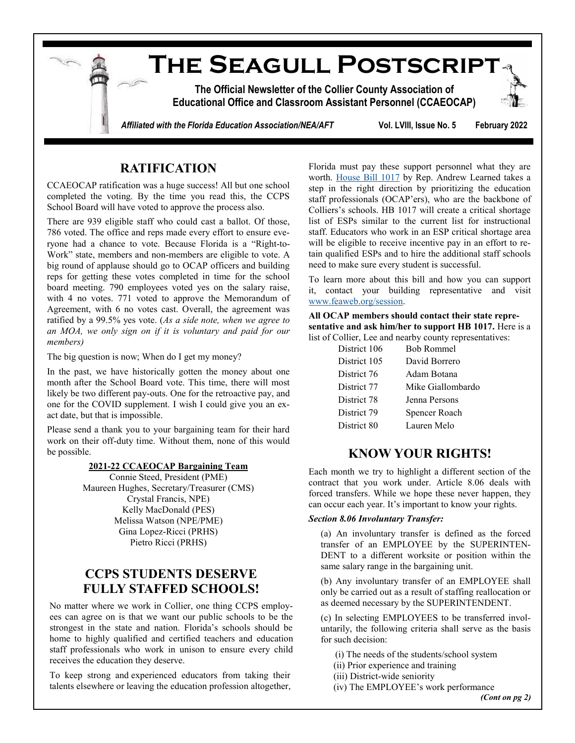# The Seagull Postscript

**The Official Newsletter of the Collier County Association of Educational Office and Classroom Assistant Personnel (CCAEOCAP)**

*Affiliated with the Florida Education Association/NEA/AFT* **Vol. LVIII, Issue No. 5 February 2022**

## RATIFICATION

CCAEOCAP ratification was a huge success! All but one school completed the voting. By the time you read this, the CCPS School Board will have voted to approve the process also.

There are 939 eligible staff who could cast a ballot. Of those, 786 voted. The office and reps made every effort to ensure everyone had a chance to vote. Because Florida is a "Right-to-Work" state, members and non-members are eligible to vote. A big round of applause should go to OCAP officers and building reps for getting these votes completed in time for the school board meeting. 790 employees voted yes on the salary raise, with 4 no votes. 771 voted to approve the Memorandum of Agreement, with 6 no votes cast. Overall, the agreement was ratified by a 99.5% yes vote. (*As a side note, when we agree to an MOA, we only sign on if it is voluntary and paid for our members)*

The big question is now; When do I get my money?

In the past, we have historically gotten the money about one month after the School Board vote. This time, there will most likely be two different pay-outs. One for the retroactive pay, and one for the COVID supplement. I wish I could give you an exact date, but that is impossible.

Please send a thank you to your bargaining team for their hard work on their off-duty time. Without them, none of this would be possible.

**2021-22 CCAEOCAP Bargaining Team**

Connie Steed, President (PME)
Maureen Hughes, Secretary/Treasurer (CMS)
Crystal Francis, NPE)
Kelly MacDonald (PES)
Melissa Watson (NPE/PME)
Gina Lopez-Ricci (PRHS)
Pietro Ricci (PRHS)

## CCPS STUDENTS DESERVE FULLY STAFFED SCHOOLS!

No matter where we work in Collier, one thing CCPS employees can agree on is that we want our public schools to be the strongest in the state and nation. Florida's schools should be home to highly qualified and certified teachers and education staff professionals who work in unison to ensure every child receives the education they deserve.

To keep strong and experienced educators from taking their talents elsewhere or leaving the education profession altogether, Florida must pay these support personnel what they are worth. House Bill 1017 by Rep. Andrew Learned takes a step in the right direction by prioritizing the education staff professionals (OCAP'ers), who are the backbone of Colliers's schools. HB 1017 will create a critical shortage list of ESPs similar to the current list for instructional staff. Educators who work in an ESP critical shortage area will be eligible to receive incentive pay in an effort to retain qualified ESPs and to hire the additional staff schools need to make sure every student is successful.

To learn more about this bill and how you can support it, contact your building representative and visit www.feaweb.org/session.

**All OCAP members should contact their state representative and ask him/her to support HB 1017.** Here is a list of Collier, Lee and nearby county representatives:

| | |
|---|---|
| District 106 | Bob Rommel |
| District 105 | David Borrero |
| District 76 | Adam Botana |
| District 77 | Mike Giallombardo |
| District 78 | Jenna Persons |
| District 79 | Spencer Roach |
| District 80 | Lauren Melo |

## KNOW YOUR RIGHTS!

Each month we try to highlight a different section of the contract that you work under. Article 8.06 deals with forced transfers. While we hope these never happen, they can occur each year. It's important to know your rights.

***Section 8.06 Involuntary Transfer:***

(a) An involuntary transfer is defined as the forced transfer of an EMPLOYEE by the SUPERINTENDENT to a different worksite or position within the same salary range in the bargaining unit.

(b) Any involuntary transfer of an EMPLOYEE shall only be carried out as a result of staffing reallocation or as deemed necessary by the SUPERINTENDENT.

(c) In selecting EMPLOYEES to be transferred involuntarily, the following criteria shall serve as the basis for such decision:

(i) The needs of the students/school system
(ii) Prior experience and training
(iii) District-wide seniority
(iv) The EMPLOYEE's work performance

***(Cont on pg 2)***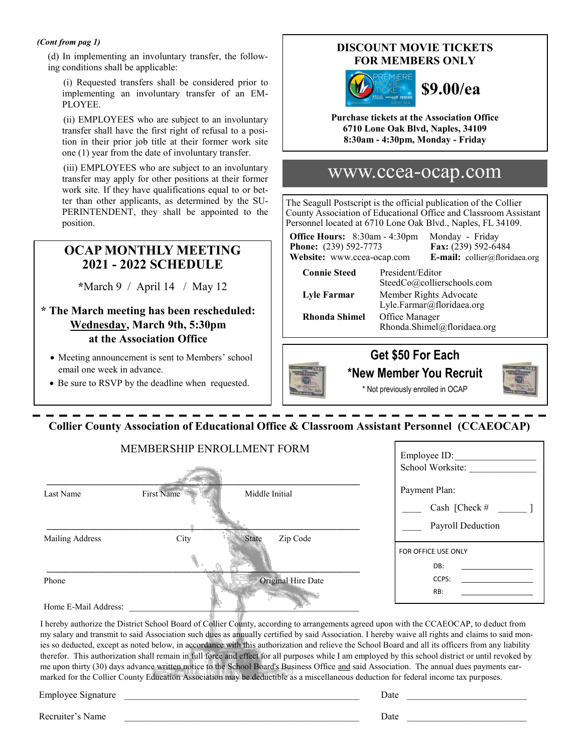*(Cont from pag 1)*

(d) In implementing an involuntary transfer, the following conditions shall be applicable:

(i) Requested transfers shall be considered prior to implementing an involuntary transfer of an EMPLOYEE.

(ii) EMPLOYEES who are subject to an involuntary transfer shall have the first right of refusal to a position in their prior job title at their former work site one (1) year from the date of involuntary transfer.

(iii) EMPLOYEES who are subject to an involuntary transfer may apply for other positions at their former work site. If they have qualifications equal to or better than other applicants, as determined by the SUPERINTENDENT, they shall be appointed to the position.

## OCAP MONTHLY MEETING 2021 - 2022 SCHEDULE

*March 9 / April 14 / May 12

**\* The March meeting has been rescheduled: Wednesday, March 9th, 5:30pm at the Association Office**

- Meeting announcement is sent to Members' school email one week in advance.
- Be sure to RSVP by the deadline when requested.

## DISCOUNT MOVIE TICKETS FOR MEMBERS ONLY

PREMIERE MOVIE TICKET

**$9.00/ea**

**Purchase tickets at the Association Office**
**6710 Lone Oak Blvd, Naples, 34109**
**8:30am - 4:30pm, Monday - Friday**

## www.ccea-ocap.com

The Seagull Postscript is the official publication of the Collier County Association of Educational Office and Classroom Assistant Personnel located at 6710 Lone Oak Blvd., Naples, FL 34109.

**Office Hours:** 8:30am - 4:30pm Monday - Friday
**Phone:** (239) 592-7773
**Fax:** (239) 592-6484
**Website:** www.ccea-ocap.com
**E-mail:** collier@floridaea.org

| | |
|---|---|
| **Connie Steed** | President/Editor SteedCo@collierschools.com |
| **Lyle Farmar** | Member Rights Advocate Lyle.Farmar@floridaea.org |
| **Rhonda Shimel** | Office Manager Rhonda.Shimel@floridaea.org |

## Get $50 For Each *New Member You Recruit

\* Not previously enrolled in OCAP

---

## Collier County Association of Educational Office & Classroom Assistant Personnel (CCAEOCAP)

### MEMBERSHIP ENROLLMENT FORM

Last Name ______ First Name ______ Middle Initial ______

Mailing Address ______ City ______ State ______ Zip Code ______

Phone ______ Original Hire Date ______

Home E-Mail Address: ______

Employee ID: ______
School Worksite: ______

Payment Plan:

____ Cash [Check # ______ ]

____ Payroll Deduction

FOR OFFICE USE ONLY

DB: ______
CCPS: ______
RB: ______

I hereby authorize the District School Board of Collier County, according to arrangements agreed upon with the CCAEOCAP, to deduct from my salary and transmit to said Association such dues as annually certified by said Association. I hereby waive all rights and claims to said monies so deducted, except as noted below, in accordance with this authorization and relieve the School Board and all its officers from any liability therefor. This authorization shall remain in full force and effect for all purposes while I am employed by this school district or until revoked by me upon thirty (30) days advance written notice to the School Board's Business Office and said Association. The annual dues payments earmarked for the Collier County Education Association may be deductible as a miscellaneous deduction for federal income tax purposes.

Employee Signature ______ Date ______

Recruiter's Name ______ Date ______